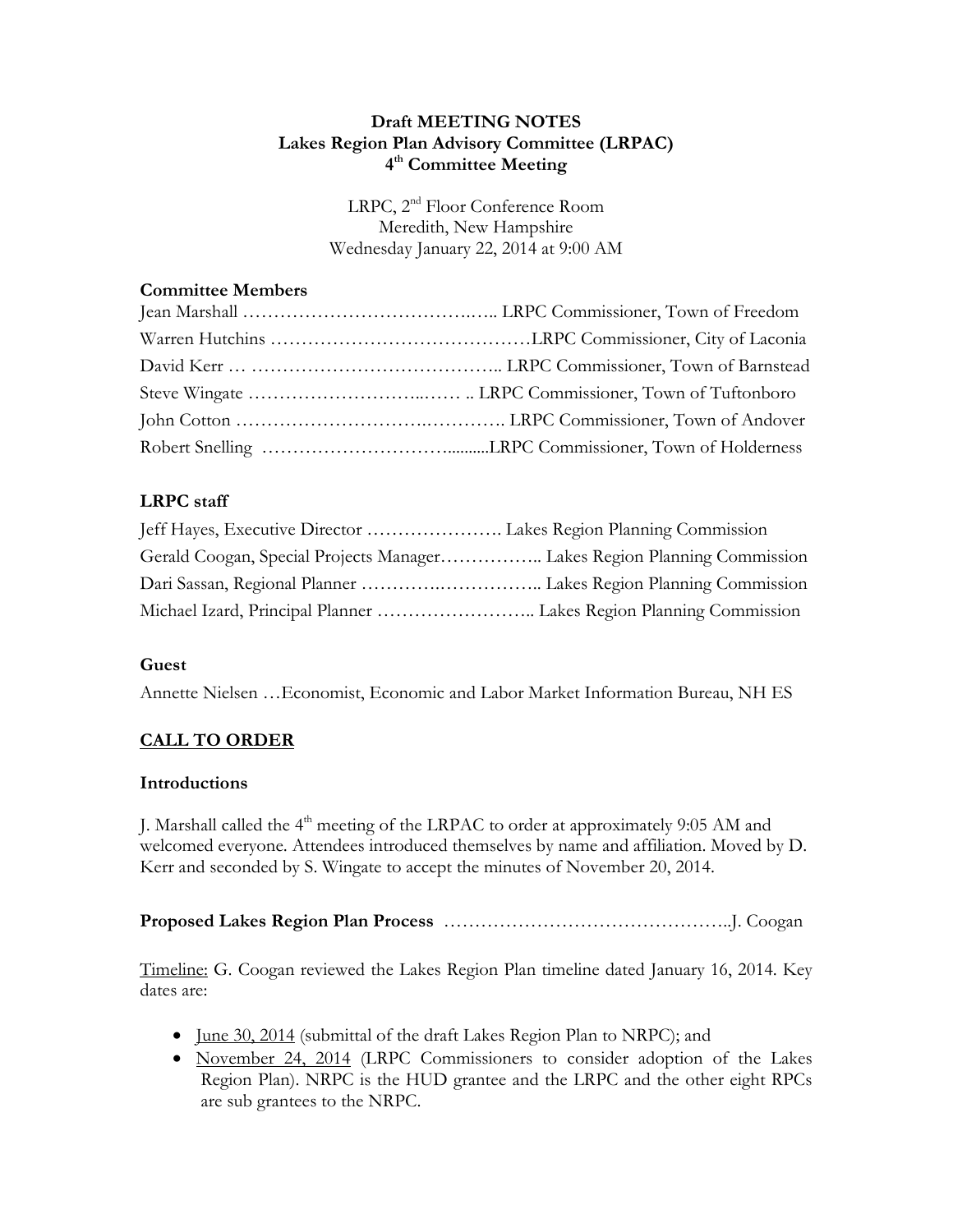**Draft MEETING NOTES**
**Lakes Region Plan Advisory Committee (LRPAC)**
**4th Committee Meeting**

LRPC, 2nd Floor Conference Room
Meredith, New Hampshire
Wednesday January 22, 2014 at 9:00 AM

### Committee Members

Jean Marshall ……………………………….….. LRPC Commissioner, Town of Freedom
Warren Hutchins ……………………………………LRPC Commissioner, City of Laconia
David Kerr … ………………………………….. LRPC Commissioner, Town of Barnstead
Steve Wingate ………………………...…… .. LRPC Commissioner, Town of Tuftonboro
John Cotton ……………………….…………. LRPC Commissioner, Town of Andover
Robert Snelling …………………………..........LRPC Commissioner, Town of Holderness

### LRPC staff

Jeff Hayes, Executive Director …………………. Lakes Region Planning Commission
Gerald Coogan, Special Projects Manager…………….. Lakes Region Planning Commission
Dari Sassan, Regional Planner ………….…………….. Lakes Region Planning Commission
Michael Izard, Principal Planner …………………….. Lakes Region Planning Commission

### Guest

Annette Nielsen …Economist, Economic and Labor Market Information Bureau, NH ES

## CALL TO ORDER

### Introductions

J. Marshall called the 4th meeting of the LRPAC to order at approximately 9:05 AM and welcomed everyone. Attendees introduced themselves by name and affiliation. Moved by D. Kerr and seconded by S. Wingate to accept the minutes of November 20, 2014.

**Proposed Lakes Region Plan Process** ………………………………………..J. Coogan

Timeline: G. Coogan reviewed the Lakes Region Plan timeline dated January 16, 2014. Key dates are:

- June 30, 2014 (submittal of the draft Lakes Region Plan to NRPC); and
- November 24, 2014 (LRPC Commissioners to consider adoption of the Lakes Region Plan). NRPC is the HUD grantee and the LRPC and the other eight RPCs are sub grantees to the NRPC.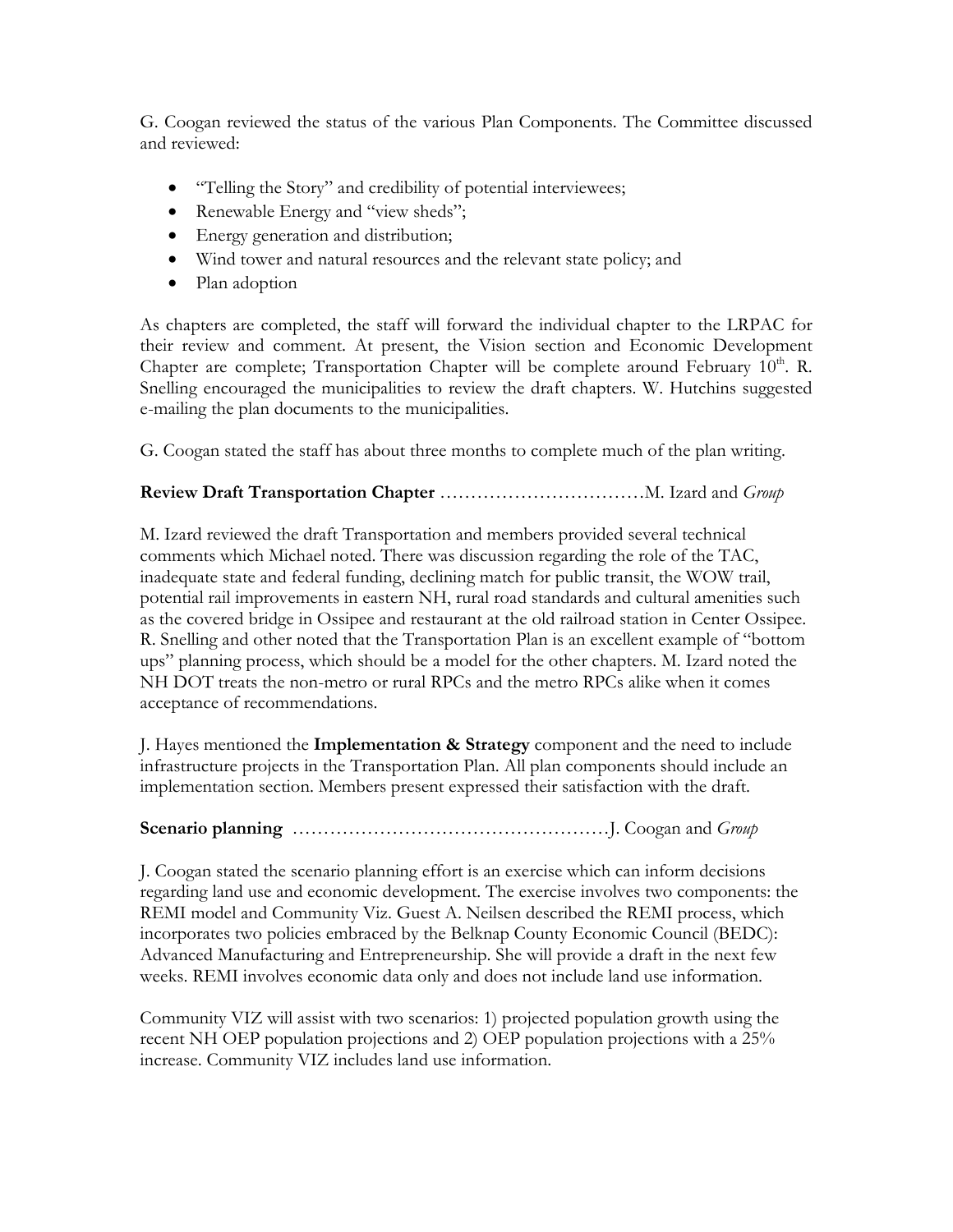G. Coogan reviewed the status of the various Plan Components. The Committee discussed and reviewed:

- "Telling the Story" and credibility of potential interviewees;
- Renewable Energy and "view sheds";
- Energy generation and distribution;
- Wind tower and natural resources and the relevant state policy; and
- Plan adoption

As chapters are completed, the staff will forward the individual chapter to the LRPAC for their review and comment. At present, the Vision section and Economic Development Chapter are complete; Transportation Chapter will be complete around February 10th. R. Snelling encouraged the municipalities to review the draft chapters. W. Hutchins suggested e-mailing the plan documents to the municipalities.

G. Coogan stated the staff has about three months to complete much of the plan writing.

**Review Draft Transportation Chapter** ……………………………M. Izard and *Group*

M. Izard reviewed the draft Transportation and members provided several technical comments which Michael noted. There was discussion regarding the role of the TAC, inadequate state and federal funding, declining match for public transit, the WOW trail, potential rail improvements in eastern NH, rural road standards and cultural amenities such as the covered bridge in Ossipee and restaurant at the old railroad station in Center Ossipee. R. Snelling and other noted that the Transportation Plan is an excellent example of "bottom ups" planning process, which should be a model for the other chapters. M. Izard noted the NH DOT treats the non-metro or rural RPCs and the metro RPCs alike when it comes acceptance of recommendations.

J. Hayes mentioned the **Implementation & Strategy** component and the need to include infrastructure projects in the Transportation Plan. All plan components should include an implementation section. Members present expressed their satisfaction with the draft.

**Scenario planning** ……………………………………………J. Coogan and *Group*

J. Coogan stated the scenario planning effort is an exercise which can inform decisions regarding land use and economic development. The exercise involves two components: the REMI model and Community Viz. Guest A. Neilsen described the REMI process, which incorporates two policies embraced by the Belknap County Economic Council (BEDC): Advanced Manufacturing and Entrepreneurship. She will provide a draft in the next few weeks. REMI involves economic data only and does not include land use information.

Community VIZ will assist with two scenarios: 1) projected population growth using the recent NH OEP population projections and 2) OEP population projections with a 25% increase. Community VIZ includes land use information.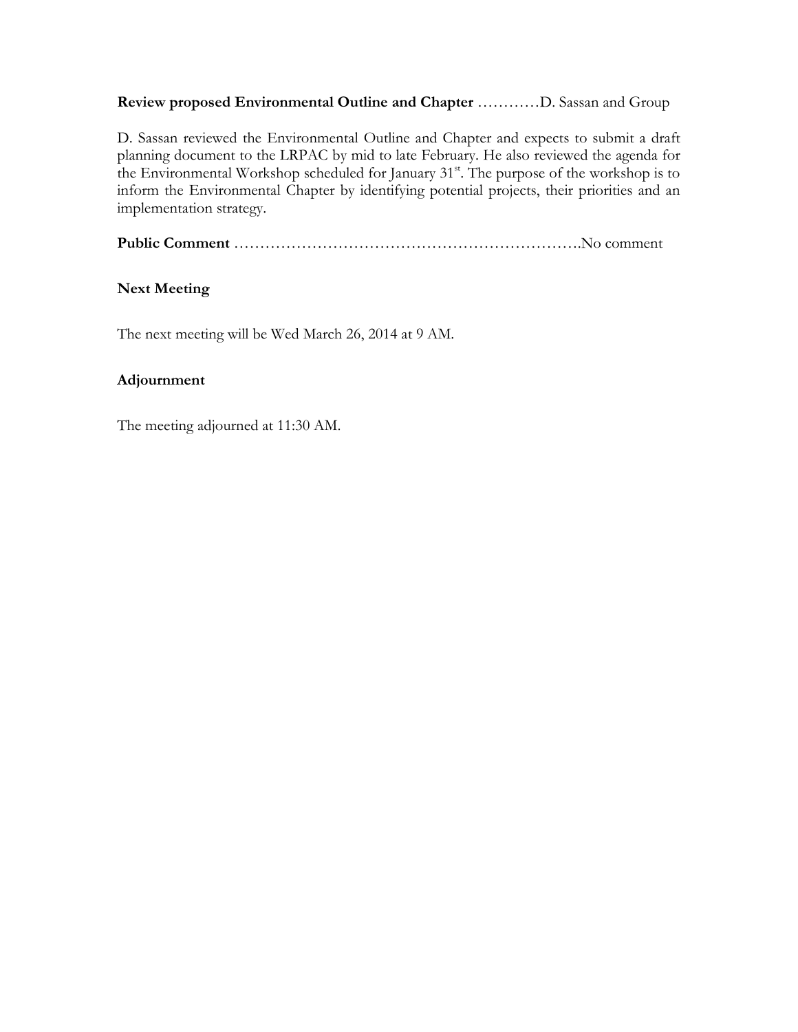**Review proposed Environmental Outline and Chapter** …………D. Sassan and Group

D. Sassan reviewed the Environmental Outline and Chapter and expects to submit a draft planning document to the LRPAC by mid to late February. He also reviewed the agenda for the Environmental Workshop scheduled for January 31st. The purpose of the workshop is to inform the Environmental Chapter by identifying potential projects, their priorities and an implementation strategy.

**Public Comment** …………………………………………………………….No comment

**Next Meeting**

The next meeting will be Wed March 26, 2014 at 9 AM.

**Adjournment**

The meeting adjourned at 11:30 AM.